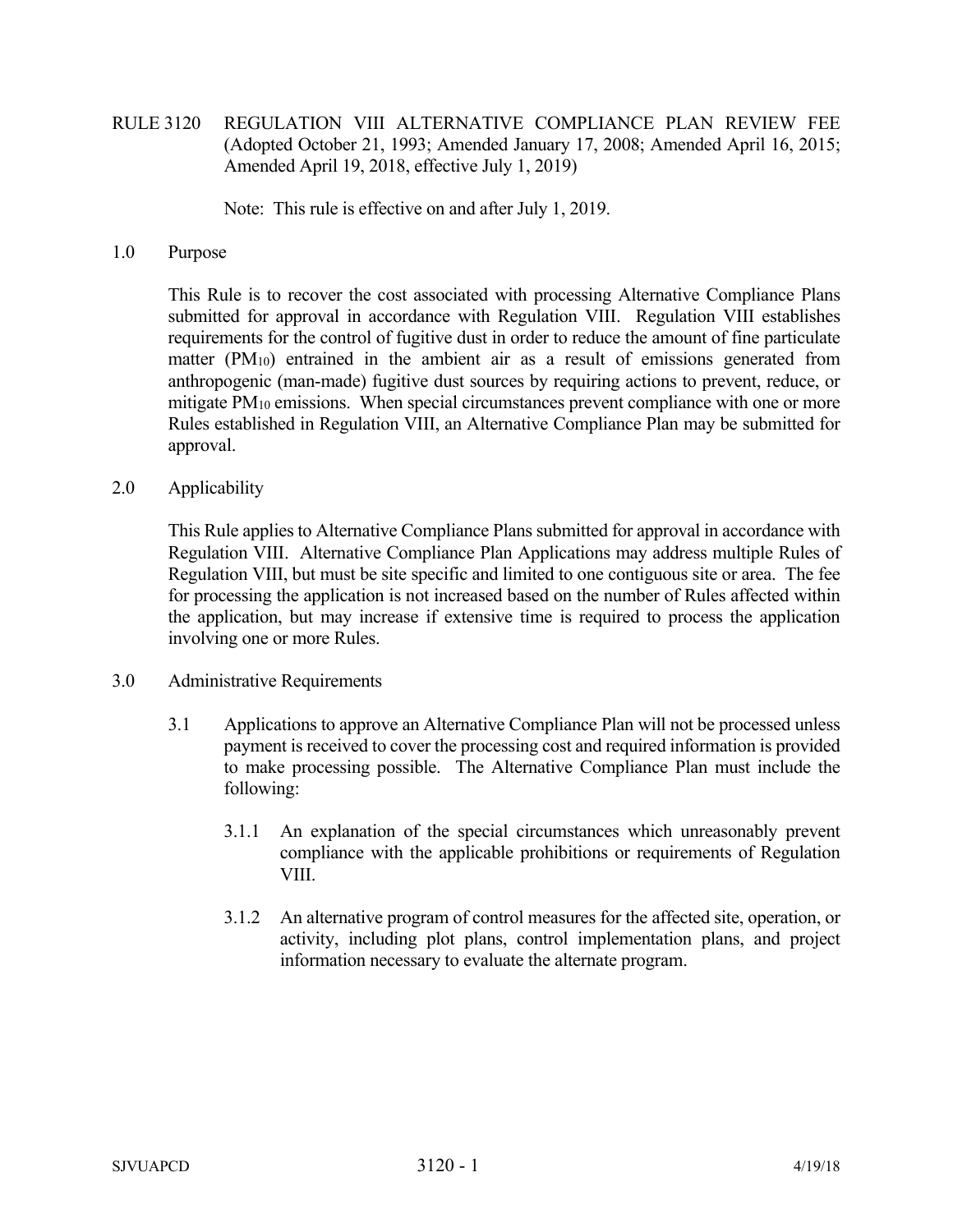# RULE 3120 REGULATION VIII ALTERNATIVE COMPLIANCE PLAN REVIEW FEE (Adopted October 21, 1993; Amended January 17, 2008; Amended April 16, 2015; Amended April 19, 2018, effective July 1, 2019)

Note: This rule is effective on and after July 1, 2019.

## 1.0 Purpose

This Rule is to recover the cost associated with processing Alternative Compliance Plans submitted for approval in accordance with Regulation VIII. Regulation VIII establishes requirements for the control of fugitive dust in order to reduce the amount of fine particulate matter ($PM_{10}$) entrained in the ambient air as a result of emissions generated from anthropogenic (man-made) fugitive dust sources by requiring actions to prevent, reduce, or mitigate $PM_{10}$ emissions. When special circumstances prevent compliance with one or more Rules established in Regulation VIII, an Alternative Compliance Plan may be submitted for approval.

## 2.0 Applicability

This Rule applies to Alternative Compliance Plans submitted for approval in accordance with Regulation VIII. Alternative Compliance Plan Applications may address multiple Rules of Regulation VIII, but must be site specific and limited to one contiguous site or area. The fee for processing the application is not increased based on the number of Rules affected within the application, but may increase if extensive time is required to process the application involving one or more Rules.

## 3.0 Administrative Requirements

3.1 Applications to approve an Alternative Compliance Plan will not be processed unless payment is received to cover the processing cost and required information is provided to make processing possible. The Alternative Compliance Plan must include the following:

3.1.1 An explanation of the special circumstances which unreasonably prevent compliance with the applicable prohibitions or requirements of Regulation VIII.

3.1.2 An alternative program of control measures for the affected site, operation, or activity, including plot plans, control implementation plans, and project information necessary to evaluate the alternate program.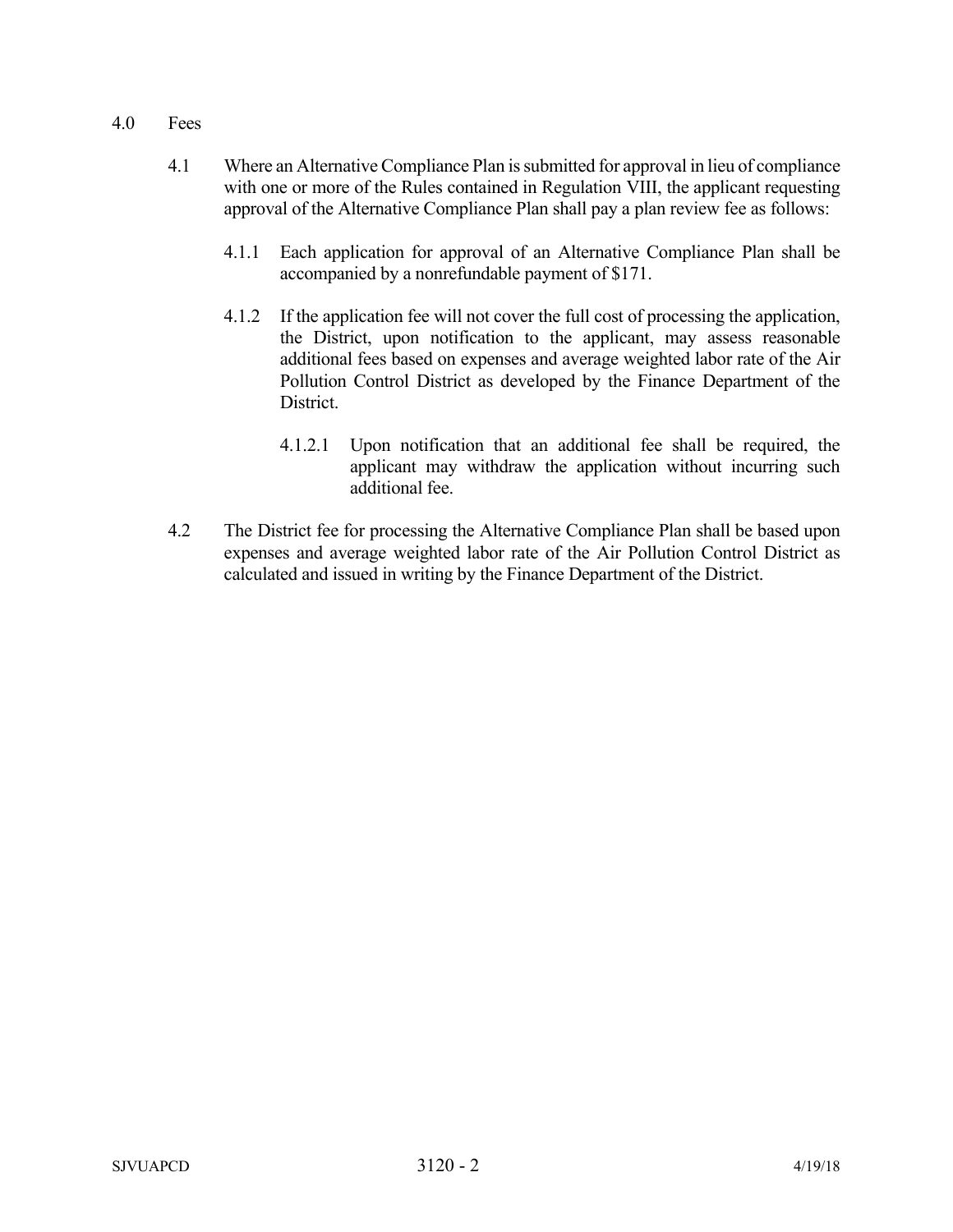## 4.0 Fees

4.1 Where an Alternative Compliance Plan is submitted for approval in lieu of compliance with one or more of the Rules contained in Regulation VIII, the applicant requesting approval of the Alternative Compliance Plan shall pay a plan review fee as follows:

4.1.1 Each application for approval of an Alternative Compliance Plan shall be accompanied by a nonrefundable payment of $171.

4.1.2 If the application fee will not cover the full cost of processing the application, the District, upon notification to the applicant, may assess reasonable additional fees based on expenses and average weighted labor rate of the Air Pollution Control District as developed by the Finance Department of the District.

4.1.2.1 Upon notification that an additional fee shall be required, the applicant may withdraw the application without incurring such additional fee.

4.2 The District fee for processing the Alternative Compliance Plan shall be based upon expenses and average weighted labor rate of the Air Pollution Control District as calculated and issued in writing by the Finance Department of the District.